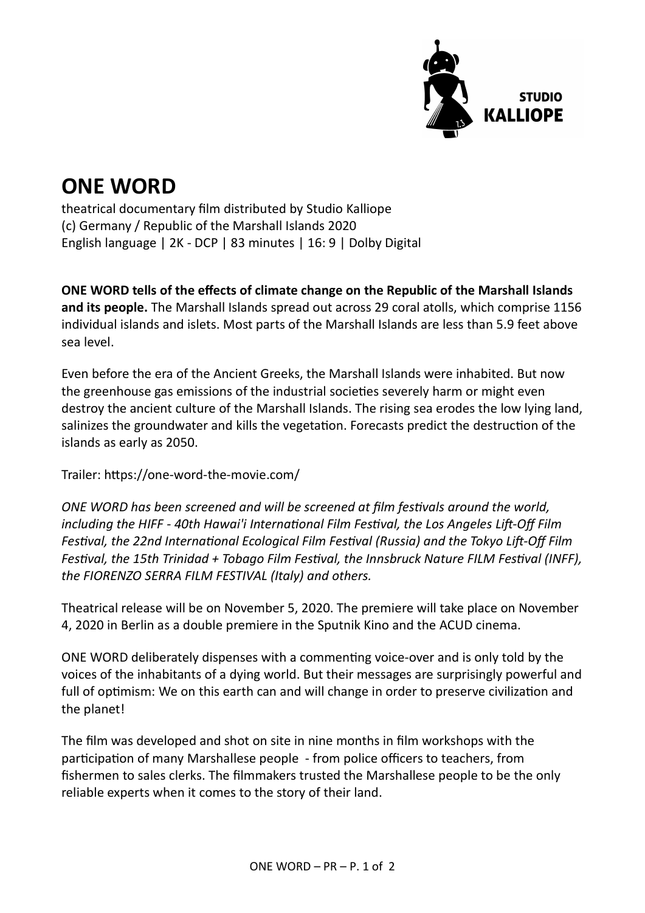STUDIO KALLIOPE

# ONE WORD

theatrical documentary film distributed by Studio Kalliope
(c) Germany / Republic of the Marshall Islands 2020
English language | 2K - DCP | 83 minutes | 16: 9 | Dolby Digital

**ONE WORD tells of the effects of climate change on the Republic of the Marshall Islands and its people.** The Marshall Islands spread out across 29 coral atolls, which comprise 1156 individual islands and islets. Most parts of the Marshall Islands are less than 5.9 feet above sea level.

Even before the era of the Ancient Greeks, the Marshall Islands were inhabited. But now the greenhouse gas emissions of the industrial societies severely harm or might even destroy the ancient culture of the Marshall Islands. The rising sea erodes the low lying land, salinizes the groundwater and kills the vegetation. Forecasts predict the destruction of the islands as early as 2050.

Trailer: https://one-word-the-movie.com/

*ONE WORD has been screened and will be screened at film festivals around the world, including the HIFF - 40th Hawai'i International Film Festival, the Los Angeles Lift-Off Film Festival, the 22nd International Ecological Film Festival (Russia) and the Tokyo Lift-Off Film Festival, the 15th Trinidad + Tobago Film Festival, the Innsbruck Nature FILM Festival (INFF), the FIORENZO SERRA FILM FESTIVAL (Italy) and others.*

Theatrical release will be on November 5, 2020. The premiere will take place on November 4, 2020 in Berlin as a double premiere in the Sputnik Kino and the ACUD cinema.

ONE WORD deliberately dispenses with a commenting voice-over and is only told by the voices of the inhabitants of a dying world. But their messages are surprisingly powerful and full of optimism: We on this earth can and will change in order to preserve civilization and the planet!

The film was developed and shot on site in nine months in film workshops with the participation of many Marshallese people - from police officers to teachers, from fishermen to sales clerks. The filmmakers trusted the Marshallese people to be the only reliable experts when it comes to the story of their land.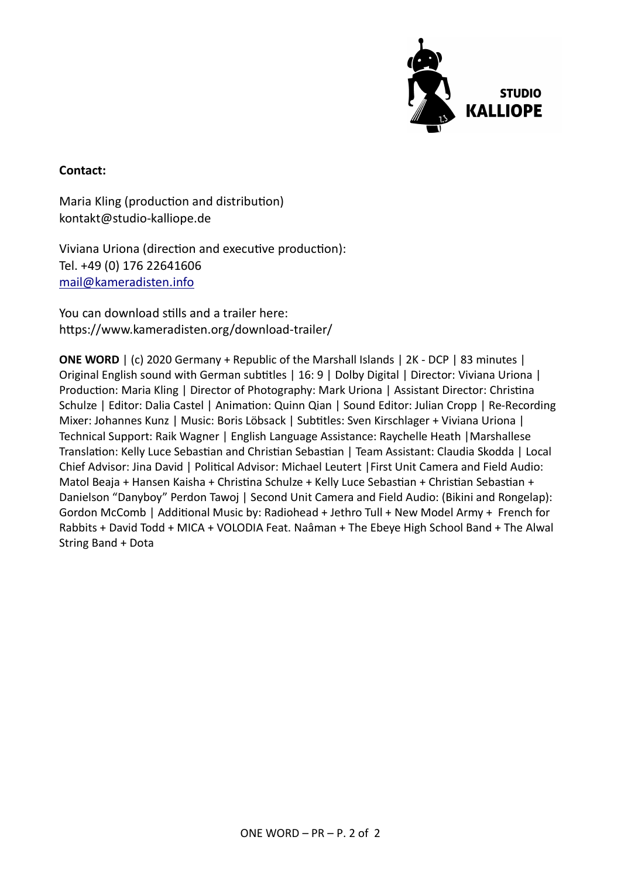**Contact:**

Maria Kling (production and distribution)
kontakt@studio-kalliope.de

Viviana Uriona (direction and executive production):
Tel. +49 (0) 176 22641606
mail@kameradisten.info

You can download stills and a trailer here:
https://www.kameradisten.org/download-trailer/

**ONE WORD** | (c) 2020 Germany + Republic of the Marshall Islands | 2K - DCP | 83 minutes | Original English sound with German subtitles | 16: 9 | Dolby Digital | Director: Viviana Uriona | Production: Maria Kling | Director of Photography: Mark Uriona | Assistant Director: Christina Schulze | Editor: Dalia Castel | Animation: Quinn Qian | Sound Editor: Julian Cropp | Re-Recording Mixer: Johannes Kunz | Music: Boris Löbsack | Subtitles: Sven Kirschlager + Viviana Uriona | Technical Support: Raik Wagner | English Language Assistance: Raychelle Heath |Marshallese Translation: Kelly Luce Sebastian and Christian Sebastian | Team Assistant: Claudia Skodda | Local Chief Advisor: Jina David | Political Advisor: Michael Leutert |First Unit Camera and Field Audio: Matol Beaja + Hansen Kaisha + Christina Schulze + Kelly Luce Sebastian + Christian Sebastian + Danielson "Danyboy" Perdon Tawoj | Second Unit Camera and Field Audio: (Bikini and Rongelap): Gordon McComb | Additional Music by: Radiohead + Jethro Tull + New Model Army + French for Rabbits + David Todd + MICA + VOLODIA Feat. Naâman + The Ebeye High School Band + The Alwal String Band + Dota